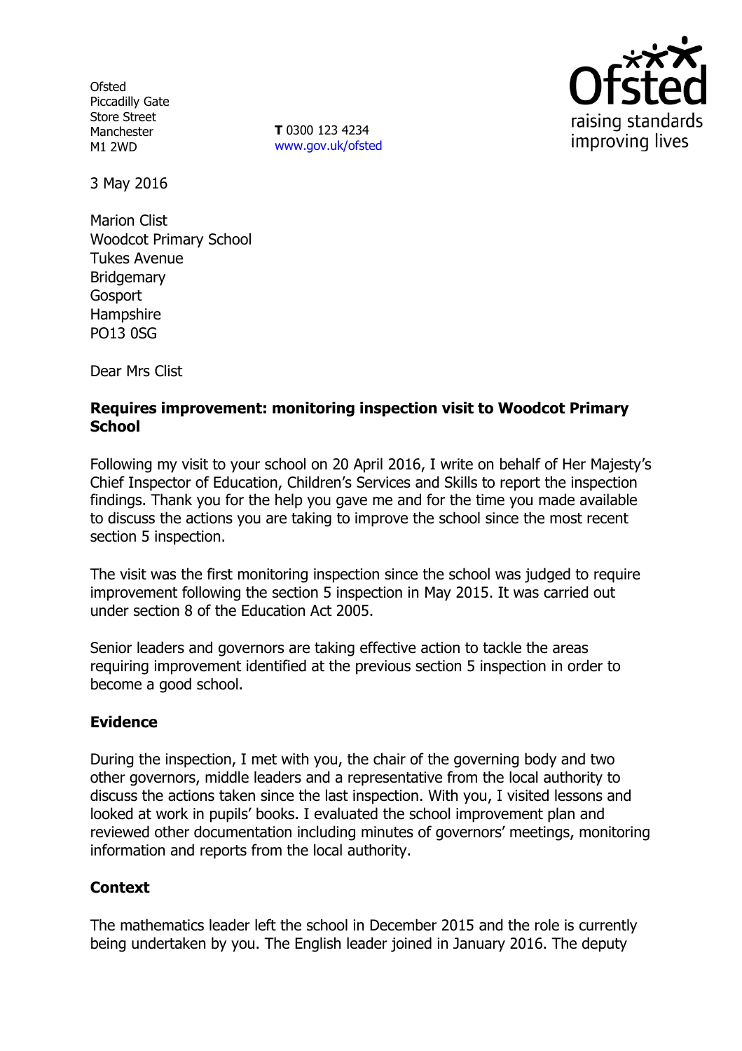Ofsted
Piccadilly Gate
Store Street
Manchester
M1 2WD

**T** 0300 123 4234
www.gov.uk/ofsted

3 May 2016

Marion Clist
Woodcot Primary School
Tukes Avenue
Bridgemary
Gosport
Hampshire
PO13 0SG

Dear Mrs Clist

**Requires improvement: monitoring inspection visit to Woodcot Primary School**

Following my visit to your school on 20 April 2016, I write on behalf of Her Majesty's Chief Inspector of Education, Children's Services and Skills to report the inspection findings. Thank you for the help you gave me and for the time you made available to discuss the actions you are taking to improve the school since the most recent section 5 inspection.

The visit was the first monitoring inspection since the school was judged to require improvement following the section 5 inspection in May 2015. It was carried out under section 8 of the Education Act 2005.

Senior leaders and governors are taking effective action to tackle the areas requiring improvement identified at the previous section 5 inspection in order to become a good school.

**Evidence**

During the inspection, I met with you, the chair of the governing body and two other governors, middle leaders and a representative from the local authority to discuss the actions taken since the last inspection. With you, I visited lessons and looked at work in pupils' books. I evaluated the school improvement plan and reviewed other documentation including minutes of governors' meetings, monitoring information and reports from the local authority.

**Context**

The mathematics leader left the school in December 2015 and the role is currently being undertaken by you. The English leader joined in January 2016. The deputy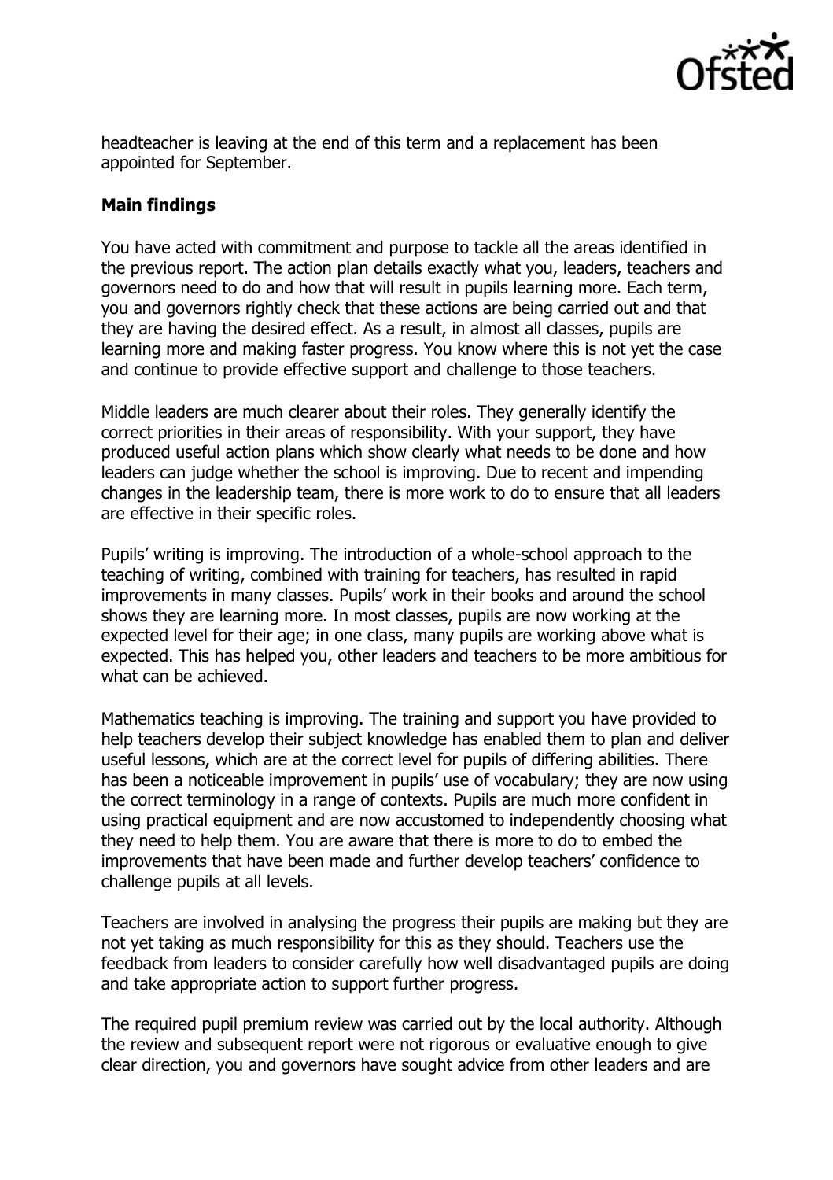headteacher is leaving at the end of this term and a replacement has been appointed for September.

**Main findings**

You have acted with commitment and purpose to tackle all the areas identified in the previous report. The action plan details exactly what you, leaders, teachers and governors need to do and how that will result in pupils learning more. Each term, you and governors rightly check that these actions are being carried out and that they are having the desired effect. As a result, in almost all classes, pupils are learning more and making faster progress. You know where this is not yet the case and continue to provide effective support and challenge to those teachers.

Middle leaders are much clearer about their roles. They generally identify the correct priorities in their areas of responsibility. With your support, they have produced useful action plans which show clearly what needs to be done and how leaders can judge whether the school is improving. Due to recent and impending changes in the leadership team, there is more work to do to ensure that all leaders are effective in their specific roles.

Pupils' writing is improving. The introduction of a whole-school approach to the teaching of writing, combined with training for teachers, has resulted in rapid improvements in many classes. Pupils' work in their books and around the school shows they are learning more. In most classes, pupils are now working at the expected level for their age; in one class, many pupils are working above what is expected. This has helped you, other leaders and teachers to be more ambitious for what can be achieved.

Mathematics teaching is improving. The training and support you have provided to help teachers develop their subject knowledge has enabled them to plan and deliver useful lessons, which are at the correct level for pupils of differing abilities. There has been a noticeable improvement in pupils' use of vocabulary; they are now using the correct terminology in a range of contexts. Pupils are much more confident in using practical equipment and are now accustomed to independently choosing what they need to help them. You are aware that there is more to do to embed the improvements that have been made and further develop teachers' confidence to challenge pupils at all levels.

Teachers are involved in analysing the progress their pupils are making but they are not yet taking as much responsibility for this as they should. Teachers use the feedback from leaders to consider carefully how well disadvantaged pupils are doing and take appropriate action to support further progress.

The required pupil premium review was carried out by the local authority. Although the review and subsequent report were not rigorous or evaluative enough to give clear direction, you and governors have sought advice from other leaders and are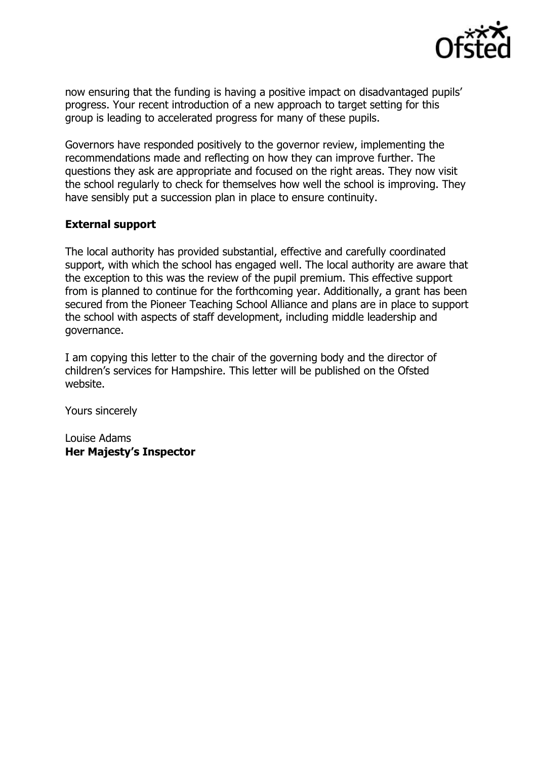now ensuring that the funding is having a positive impact on disadvantaged pupils' progress. Your recent introduction of a new approach to target setting for this group is leading to accelerated progress for many of these pupils.

Governors have responded positively to the governor review, implementing the recommendations made and reflecting on how they can improve further. The questions they ask are appropriate and focused on the right areas. They now visit the school regularly to check for themselves how well the school is improving. They have sensibly put a succession plan in place to ensure continuity.

**External support**

The local authority has provided substantial, effective and carefully coordinated support, with which the school has engaged well. The local authority are aware that the exception to this was the review of the pupil premium. This effective support from is planned to continue for the forthcoming year. Additionally, a grant has been secured from the Pioneer Teaching School Alliance and plans are in place to support the school with aspects of staff development, including middle leadership and governance.

I am copying this letter to the chair of the governing body and the director of children's services for Hampshire. This letter will be published on the Ofsted website.

Yours sincerely

Louise Adams
**Her Majesty's Inspector**